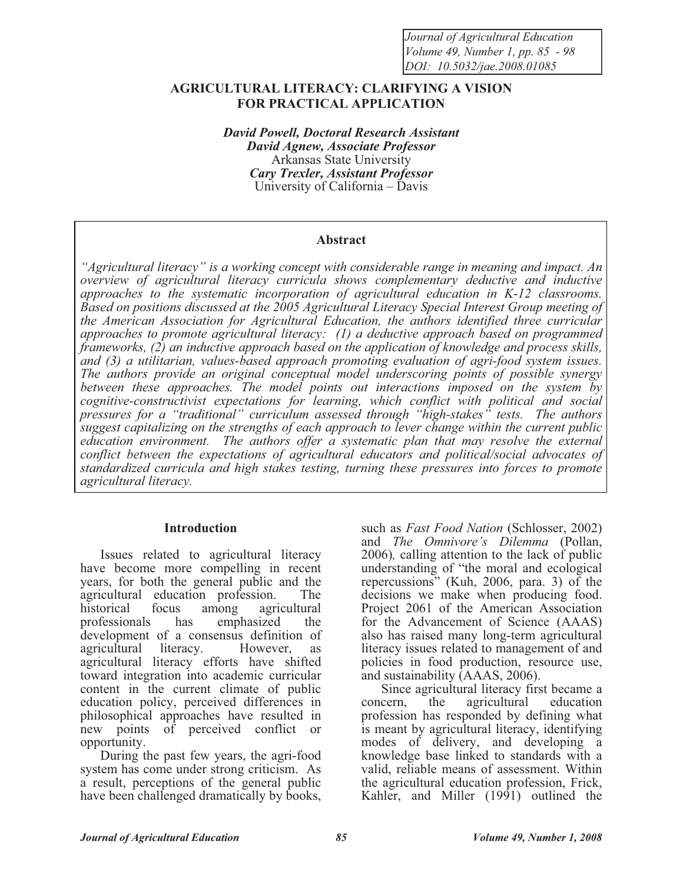# AGRICULTURAL LITERACY: CLARIFYING A VISION FOR PRACTICAL APPLICATION

***David Powell, Doctoral Research Assistant***
***David Agnew, Associate Professor***
Arkansas State University
***Cary Trexler, Assistant Professor***
University of California – Davis

## Abstract

*"Agricultural literacy" is a working concept with considerable range in meaning and impact. An overview of agricultural literacy curricula shows complementary deductive and inductive approaches to the systematic incorporation of agricultural education in K-12 classrooms. Based on positions discussed at the 2005 Agricultural Literacy Special Interest Group meeting of the American Association for Agricultural Education, the authors identified three curricular approaches to promote agricultural literacy: (1) a deductive approach based on programmed frameworks, (2) an inductive approach based on the application of knowledge and process skills, and (3) a utilitarian, values-based approach promoting evaluation of agri-food system issues. The authors provide an original conceptual model underscoring points of possible synergy between these approaches. The model points out interactions imposed on the system by cognitive-constructivist expectations for learning, which conflict with political and social pressures for a "traditional" curriculum assessed through "high-stakes" tests. The authors suggest capitalizing on the strengths of each approach to lever change within the current public education environment. The authors offer a systematic plan that may resolve the external conflict between the expectations of agricultural educators and political/social advocates of standardized curricula and high stakes testing, turning these pressures into forces to promote agricultural literacy.*

## Introduction

Issues related to agricultural literacy have become more compelling in recent years, for both the general public and the agricultural education profession. The historical focus among agricultural professionals has emphasized the development of a consensus definition of agricultural literacy. However, as agricultural literacy efforts have shifted toward integration into academic curricular content in the current climate of public education policy, perceived differences in philosophical approaches have resulted in new points of perceived conflict or opportunity.

During the past few years, the agri-food system has come under strong criticism. As a result, perceptions of the general public have been challenged dramatically by books, such as *Fast Food Nation* (Schlosser, 2002) and *The Omnivore's Dilemma* (Pollan, 2006), calling attention to the lack of public understanding of "the moral and ecological repercussions" (Kuh, 2006, para. 3) of the decisions we make when producing food. Project 2061 of the American Association for the Advancement of Science (AAAS) also has raised many long-term agricultural literacy issues related to management of and policies in food production, resource use, and sustainability (AAAS, 2006).

Since agricultural literacy first became a concern, the agricultural education profession has responded by defining what is meant by agricultural literacy, identifying modes of delivery, and developing a knowledge base linked to standards with a valid, reliable means of assessment. Within the agricultural education profession, Frick, Kahler, and Miller (1991) outlined the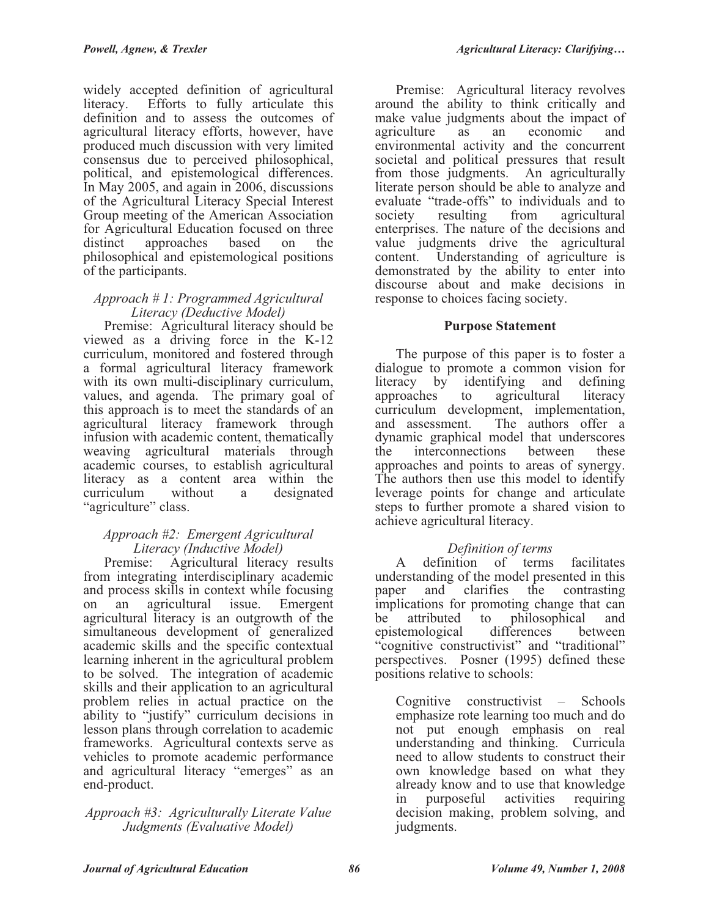widely accepted definition of agricultural literacy. Efforts to fully articulate this definition and to assess the outcomes of agricultural literacy efforts, however, have produced much discussion with very limited consensus due to perceived philosophical, political, and epistemological differences. In May 2005, and again in 2006, discussions of the Agricultural Literacy Special Interest Group meeting of the American Association for Agricultural Education focused on three distinct approaches based on the philosophical and epistemological positions of the participants.

*Approach # 1: Programmed Agricultural Literacy (Deductive Model)*

Premise: Agricultural literacy should be viewed as a driving force in the K-12 curriculum, monitored and fostered through a formal agricultural literacy framework with its own multi-disciplinary curriculum, values, and agenda. The primary goal of this approach is to meet the standards of an agricultural literacy framework through infusion with academic content, thematically weaving agricultural materials through academic courses, to establish agricultural literacy as a content area within the curriculum without a designated "agriculture" class.

*Approach #2: Emergent Agricultural Literacy (Inductive Model)*

Premise: Agricultural literacy results from integrating interdisciplinary academic and process skills in context while focusing on an agricultural issue. Emergent agricultural literacy is an outgrowth of the simultaneous development of generalized academic skills and the specific contextual learning inherent in the agricultural problem to be solved. The integration of academic skills and their application to an agricultural problem relies in actual practice on the ability to "justify" curriculum decisions in lesson plans through correlation to academic frameworks. Agricultural contexts serve as vehicles to promote academic performance and agricultural literacy "emerges" as an end-product.

*Approach #3: Agriculturally Literate Value Judgments (Evaluative Model)*

Premise: Agricultural literacy revolves around the ability to think critically and make value judgments about the impact of agriculture as an economic and environmental activity and the concurrent societal and political pressures that result from those judgments. An agriculturally literate person should be able to analyze and evaluate "trade-offs" to individuals and to society resulting from agricultural enterprises. The nature of the decisions and value judgments drive the agricultural content. Understanding of agriculture is demonstrated by the ability to enter into discourse about and make decisions in response to choices facing society.

## Purpose Statement

The purpose of this paper is to foster a dialogue to promote a common vision for literacy by identifying and defining approaches to agricultural literacy curriculum development, implementation, and assessment. The authors offer a dynamic graphical model that underscores the interconnections between these approaches and points to areas of synergy. The authors then use this model to identify leverage points for change and articulate steps to further promote a shared vision to achieve agricultural literacy.

*Definition of terms*

A definition of terms facilitates understanding of the model presented in this paper and clarifies the contrasting implications for promoting change that can be attributed to philosophical and epistemological differences between "cognitive constructivist" and "traditional" perspectives. Posner (1995) defined these positions relative to schools:

> Cognitive constructivist – Schools emphasize rote learning too much and do not put enough emphasis on real understanding and thinking. Curricula need to allow students to construct their own knowledge based on what they already know and to use that knowledge in purposeful activities requiring decision making, problem solving, and judgments.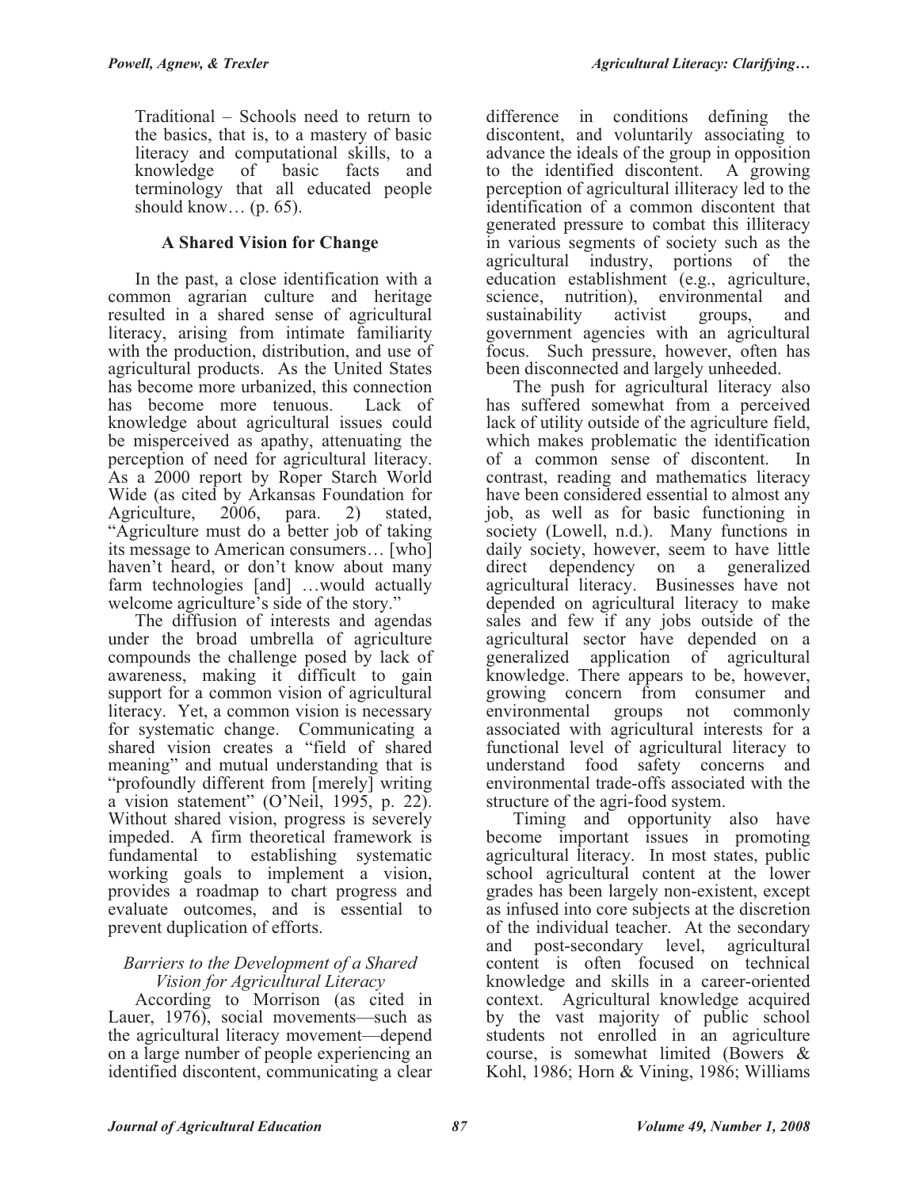Traditional – Schools need to return to the basics, that is, to a mastery of basic literacy and computational skills, to a knowledge of basic facts and terminology that all educated people should know… (p. 65).

## A Shared Vision for Change

In the past, a close identification with a common agrarian culture and heritage resulted in a shared sense of agricultural literacy, arising from intimate familiarity with the production, distribution, and use of agricultural products. As the United States has become more urbanized, this connection has become more tenuous. Lack of knowledge about agricultural issues could be misperceived as apathy, attenuating the perception of need for agricultural literacy. As a 2000 report by Roper Starch World Wide (as cited by Arkansas Foundation for Agriculture, 2006, para. 2) stated, "Agriculture must do a better job of taking its message to American consumers… [who] haven't heard, or don't know about many farm technologies [and] …would actually welcome agriculture's side of the story."

The diffusion of interests and agendas under the broad umbrella of agriculture compounds the challenge posed by lack of awareness, making it difficult to gain support for a common vision of agricultural literacy. Yet, a common vision is necessary for systematic change. Communicating a shared vision creates a "field of shared meaning" and mutual understanding that is "profoundly different from [merely] writing a vision statement" (O'Neil, 1995, p. 22). Without shared vision, progress is severely impeded. A firm theoretical framework is fundamental to establishing systematic working goals to implement a vision, provides a roadmap to chart progress and evaluate outcomes, and is essential to prevent duplication of efforts.

### *Barriers to the Development of a Shared Vision for Agricultural Literacy*

According to Morrison (as cited in Lauer, 1976), social movements—such as the agricultural literacy movement—depend on a large number of people experiencing an identified discontent, communicating a clear difference in conditions defining the discontent, and voluntarily associating to advance the ideals of the group in opposition to the identified discontent. A growing perception of agricultural illiteracy led to the identification of a common discontent that generated pressure to combat this illiteracy in various segments of society such as the agricultural industry, portions of the education establishment (e.g., agriculture, science, nutrition), environmental and sustainability activist groups, and government agencies with an agricultural focus. Such pressure, however, often has been disconnected and largely unheeded.

The push for agricultural literacy also has suffered somewhat from a perceived lack of utility outside of the agriculture field, which makes problematic the identification of a common sense of discontent. In contrast, reading and mathematics literacy have been considered essential to almost any job, as well as for basic functioning in society (Lowell, n.d.). Many functions in daily society, however, seem to have little direct dependency on a generalized agricultural literacy. Businesses have not depended on agricultural literacy to make sales and few if any jobs outside of the agricultural sector have depended on a generalized application of agricultural knowledge. There appears to be, however, growing concern from consumer and environmental groups not commonly associated with agricultural interests for a functional level of agricultural literacy to understand food safety concerns and environmental trade-offs associated with the structure of the agri-food system.

Timing and opportunity also have become important issues in promoting agricultural literacy. In most states, public school agricultural content at the lower grades has been largely non-existent, except as infused into core subjects at the discretion of the individual teacher. At the secondary and post-secondary level, agricultural content is often focused on technical knowledge and skills in a career-oriented context. Agricultural knowledge acquired by the vast majority of public school students not enrolled in an agriculture course, is somewhat limited (Bowers & Kohl, 1986; Horn & Vining, 1986; Williams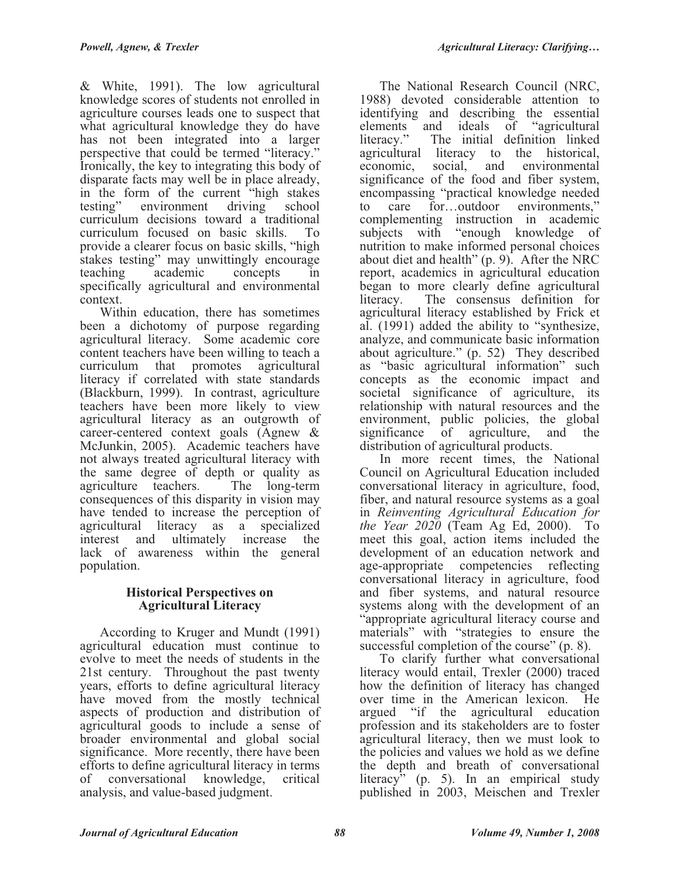& White, 1991). The low agricultural knowledge scores of students not enrolled in agriculture courses leads one to suspect that what agricultural knowledge they do have has not been integrated into a larger perspective that could be termed "literacy." Ironically, the key to integrating this body of disparate facts may well be in place already, in the form of the current "high stakes testing" environment driving school curriculum decisions toward a traditional curriculum focused on basic skills. To provide a clearer focus on basic skills, "high stakes testing" may unwittingly encourage teaching academic concepts in specifically agricultural and environmental context.

Within education, there has sometimes been a dichotomy of purpose regarding agricultural literacy. Some academic core content teachers have been willing to teach a curriculum that promotes agricultural literacy if correlated with state standards (Blackburn, 1999). In contrast, agriculture teachers have been more likely to view agricultural literacy as an outgrowth of career-centered context goals (Agnew & McJunkin, 2005). Academic teachers have not always treated agricultural literacy with the same degree of depth or quality as agriculture teachers. The long-term consequences of this disparity in vision may have tended to increase the perception of agricultural literacy as a specialized interest and ultimately increase the lack of awareness within the general population.

## Historical Perspectives on Agricultural Literacy

According to Kruger and Mundt (1991) agricultural education must continue to evolve to meet the needs of students in the 21st century. Throughout the past twenty years, efforts to define agricultural literacy have moved from the mostly technical aspects of production and distribution of agricultural goods to include a sense of broader environmental and global social significance. More recently, there have been efforts to define agricultural literacy in terms of conversational knowledge, critical analysis, and value-based judgment.

The National Research Council (NRC, 1988) devoted considerable attention to identifying and describing the essential elements and ideals of "agricultural literacy." The initial definition linked agricultural literacy to the historical, economic, social, and environmental significance of the food and fiber system, encompassing "practical knowledge needed to care for…outdoor environments," complementing instruction in academic subjects with "enough knowledge of nutrition to make informed personal choices about diet and health" (p. 9). After the NRC report, academics in agricultural education began to more clearly define agricultural literacy. The consensus definition for agricultural literacy established by Frick et al. (1991) added the ability to "synthesize, analyze, and communicate basic information about agriculture." (p. 52) They described as "basic agricultural information" such concepts as the economic impact and societal significance of agriculture, its relationship with natural resources and the environment, public policies, the global significance of agriculture, and the distribution of agricultural products.

In more recent times, the National Council on Agricultural Education included conversational literacy in agriculture, food, fiber, and natural resource systems as a goal in *Reinventing Agricultural Education for the Year 2020* (Team Ag Ed, 2000). To meet this goal, action items included the development of an education network and age-appropriate competencies reflecting conversational literacy in agriculture, food and fiber systems, and natural resource systems along with the development of an "appropriate agricultural literacy course and materials" with "strategies to ensure the successful completion of the course" (p. 8).

To clarify further what conversational literacy would entail, Trexler (2000) traced how the definition of literacy has changed over time in the American lexicon. He argued "if the agricultural education profession and its stakeholders are to foster agricultural literacy, then we must look to the policies and values we hold as we define the depth and breath of conversational literacy" (p. 5). In an empirical study published in 2003, Meischen and Trexler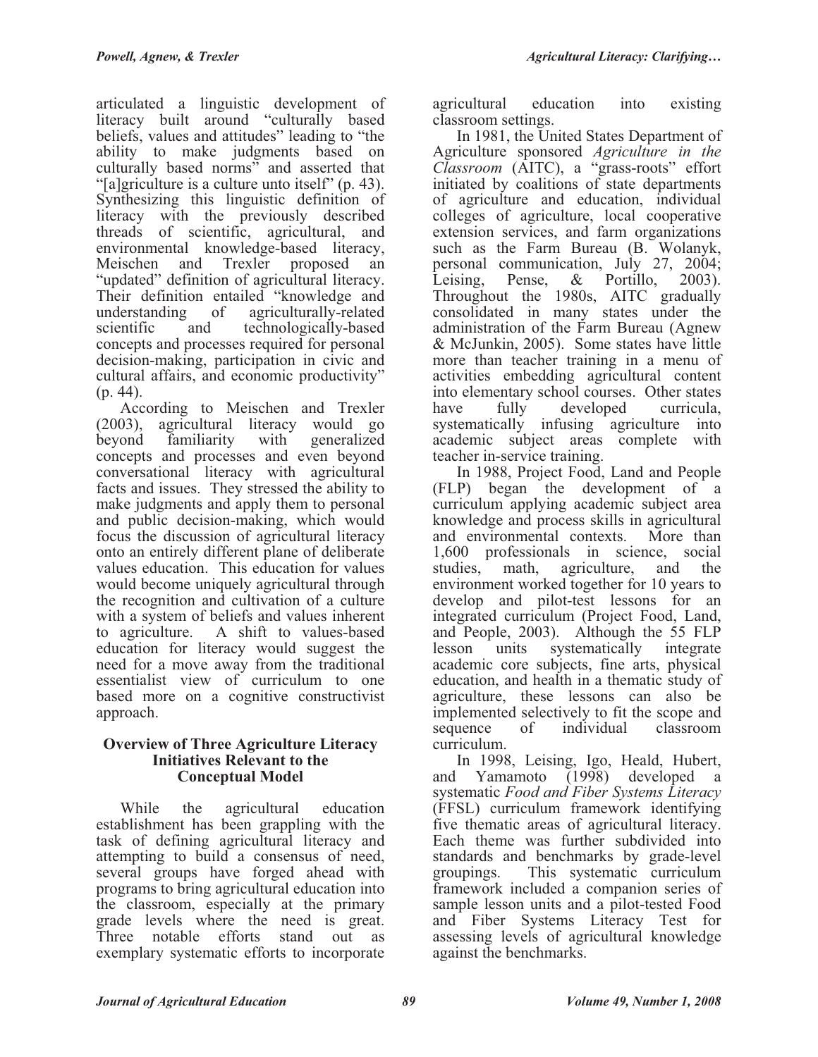articulated a linguistic development of literacy built around "culturally based beliefs, values and attitudes" leading to "the ability to make judgments based on culturally based norms" and asserted that "[a]griculture is a culture unto itself" (p. 43). Synthesizing this linguistic definition of literacy with the previously described threads of scientific, agricultural, and environmental knowledge-based literacy, Meischen and Trexler proposed an "updated" definition of agricultural literacy. Their definition entailed "knowledge and understanding of agriculturally-related scientific and technologically-based concepts and processes required for personal decision-making, participation in civic and cultural affairs, and economic productivity" (p. 44).

According to Meischen and Trexler (2003), agricultural literacy would go beyond familiarity with generalized concepts and processes and even beyond conversational literacy with agricultural facts and issues. They stressed the ability to make judgments and apply them to personal and public decision-making, which would focus the discussion of agricultural literacy onto an entirely different plane of deliberate values education. This education for values would become uniquely agricultural through the recognition and cultivation of a culture with a system of beliefs and values inherent to agriculture. A shift to values-based education for literacy would suggest the need for a move away from the traditional essentialist view of curriculum to one based more on a cognitive constructivist approach.

### Overview of Three Agriculture Literacy Initiatives Relevant to the Conceptual Model

While the agricultural education establishment has been grappling with the task of defining agricultural literacy and attempting to build a consensus of need, several groups have forged ahead with programs to bring agricultural education into the classroom, especially at the primary grade levels where the need is great. Three notable efforts stand out as exemplary systematic efforts to incorporate agricultural education into existing classroom settings.

In 1981, the United States Department of Agriculture sponsored *Agriculture in the Classroom* (AITC), a "grass-roots" effort initiated by coalitions of state departments of agriculture and education, individual colleges of agriculture, local cooperative extension services, and farm organizations such as the Farm Bureau (B. Wolanyk, personal communication, July 27, 2004; Leising, Pense, & Portillo, 2003). Throughout the 1980s, AITC gradually consolidated in many states under the administration of the Farm Bureau (Agnew & McJunkin, 2005). Some states have little more than teacher training in a menu of activities embedding agricultural content into elementary school courses. Other states have fully developed curricula, systematically infusing agriculture into academic subject areas complete with teacher in-service training.

In 1988, Project Food, Land and People (FLP) began the development of a curriculum applying academic subject area knowledge and process skills in agricultural and environmental contexts. More than 1,600 professionals in science, social studies, math, agriculture, and the environment worked together for 10 years to develop and pilot-test lessons for an integrated curriculum (Project Food, Land, and People, 2003). Although the 55 FLP lesson units systematically integrate academic core subjects, fine arts, physical education, and health in a thematic study of agriculture, these lessons can also be implemented selectively to fit the scope and sequence of individual classroom curriculum.

In 1998, Leising, Igo, Heald, Hubert, and Yamamoto (1998) developed a systematic *Food and Fiber Systems Literacy* (FFSL) curriculum framework identifying five thematic areas of agricultural literacy. Each theme was further subdivided into standards and benchmarks by grade-level groupings. This systematic curriculum framework included a companion series of sample lesson units and a pilot-tested Food and Fiber Systems Literacy Test for assessing levels of agricultural knowledge against the benchmarks.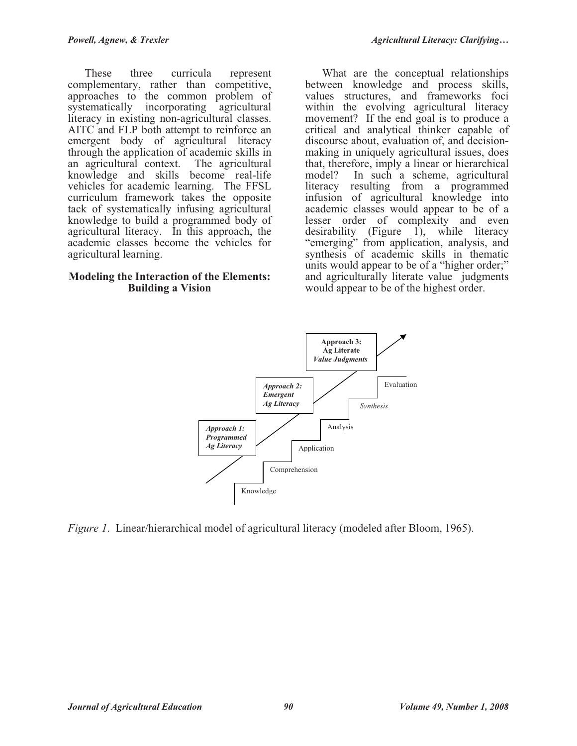These three curricula represent complementary, rather than competitive, approaches to the common problem of systematically incorporating agricultural literacy in existing non-agricultural classes. AITC and FLP both attempt to reinforce an emergent body of agricultural literacy through the application of academic skills in an agricultural context. The agricultural knowledge and skills become real-life vehicles for academic learning. The FFSL curriculum framework takes the opposite tack of systematically infusing agricultural knowledge to build a programmed body of agricultural literacy. In this approach, the academic classes become the vehicles for agricultural learning.

## Modeling the Interaction of the Elements: Building a Vision

What are the conceptual relationships between knowledge and process skills, values structures, and frameworks foci within the evolving agricultural literacy movement? If the end goal is to produce a critical and analytical thinker capable of discourse about, evaluation of, and decision-making in uniquely agricultural issues, does that, therefore, imply a linear or hierarchical model? In such a scheme, agricultural literacy resulting from a programmed infusion of agricultural knowledge into academic classes would appear to be of a lesser order of complexity and even desirability (Figure 1), while literacy "emerging" from application, analysis, and synthesis of academic skills in thematic units would appear to be of a "higher order;" and agriculturally literate value judgments would appear to be of the highest order.

*Figure 1*. Linear/hierarchical model of agricultural literacy (modeled after Bloom, 1965).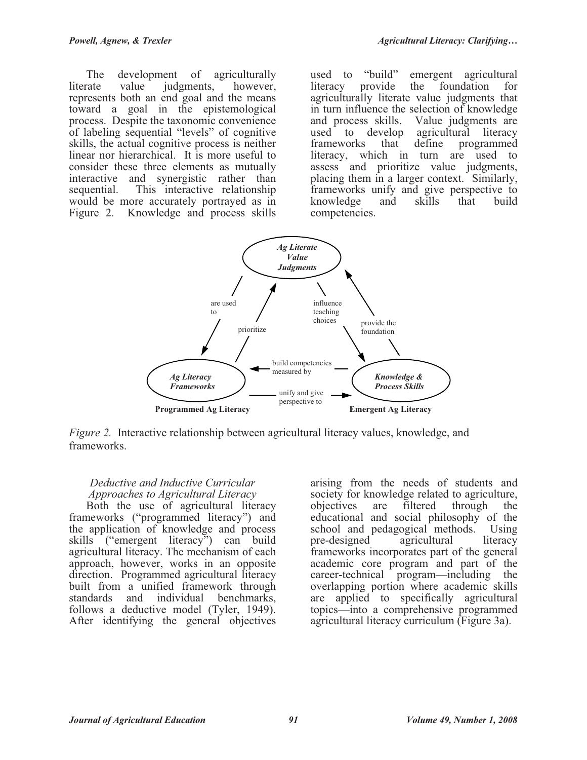The development of agriculturally literate value judgments, however, represents both an end goal and the means toward a goal in the epistemological process. Despite the taxonomic convenience of labeling sequential "levels" of cognitive skills, the actual cognitive process is neither linear nor hierarchical. It is more useful to consider these three elements as mutually interactive and synergistic rather than sequential. This interactive relationship would be more accurately portrayed as in Figure 2. Knowledge and process skills used to "build" emergent agricultural literacy provide the foundation for agriculturally literate value judgments that in turn influence the selection of knowledge and process skills. Value judgments are used to develop agricultural literacy frameworks that define programmed literacy, which in turn are used to assess and prioritize value judgments, placing them in a larger context. Similarly, frameworks unify and give perspective to knowledge and skills that build competencies.

*Figure 2.* Interactive relationship between agricultural literacy values, knowledge, and frameworks.

### *Deductive and Inductive Curricular Approaches to Agricultural Literacy*

Both the use of agricultural literacy frameworks ("programmed literacy") and the application of knowledge and process skills ("emergent literacy") can build agricultural literacy. The mechanism of each approach, however, works in an opposite direction. Programmed agricultural literacy built from a unified framework through standards and individual benchmarks, follows a deductive model (Tyler, 1949). After identifying the general objectives arising from the needs of students and society for knowledge related to agriculture, objectives are filtered through the educational and social philosophy of the school and pedagogical methods. Using pre-designed agricultural literacy frameworks incorporates part of the general academic core program and part of the career-technical program—including the overlapping portion where academic skills are applied to specifically agricultural topics—into a comprehensive programmed agricultural literacy curriculum (Figure 3a).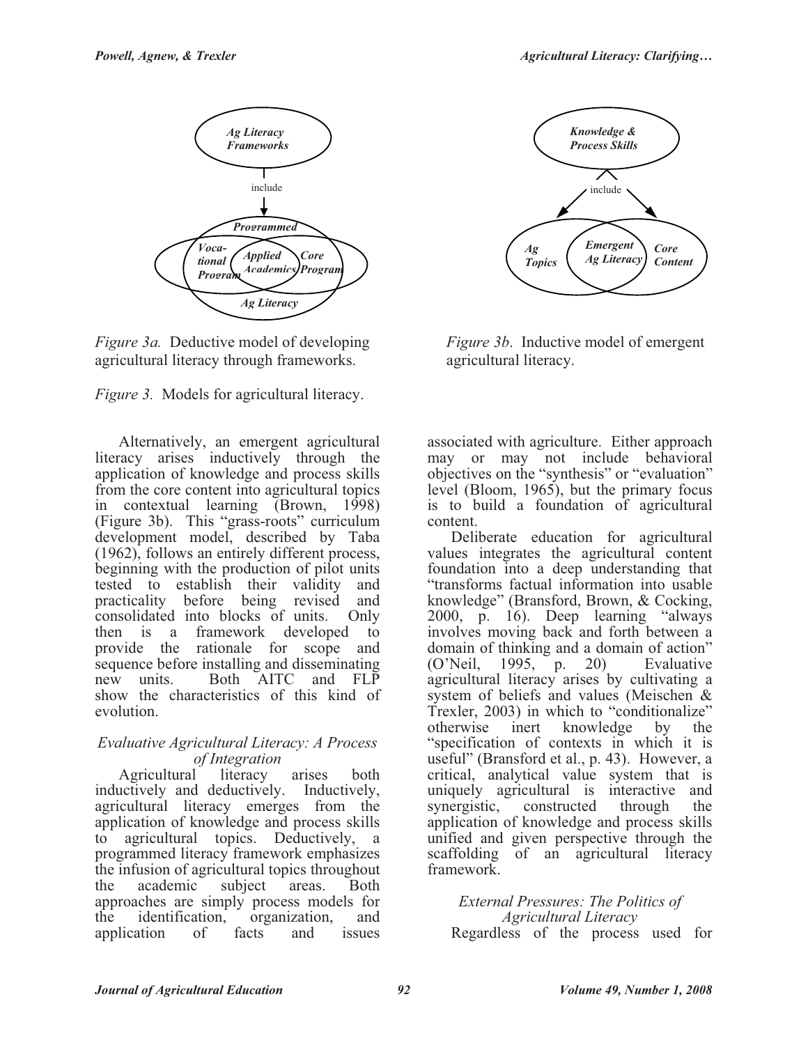Ag Literacy Frameworks

include

Programmed

Voca-tional Program

Applied Academics

Core Program

Ag Literacy

*Figure 3a.* Deductive model of developing agricultural literacy through frameworks.

Knowledge & Process Skills

include

Ag Topics

Emergent Ag Literacy

Core Content

*Figure 3b*. Inductive model of emergent agricultural literacy.

*Figure 3.* Models for agricultural literacy.

Alternatively, an emergent agricultural literacy arises inductively through the application of knowledge and process skills from the core content into agricultural topics in contextual learning (Brown, 1998) (Figure 3b). This "grass-roots" curriculum development model, described by Taba (1962), follows an entirely different process, beginning with the production of pilot units tested to establish their validity and practicality before being revised and consolidated into blocks of units. Only then is a framework developed to provide the rationale for scope and sequence before installing and disseminating new units. Both AITC and FLP show the characteristics of this kind of evolution.

### *Evaluative Agricultural Literacy: A Process of Integration*

Agricultural literacy arises both inductively and deductively. Inductively, agricultural literacy emerges from the application of knowledge and process skills to agricultural topics. Deductively, a programmed literacy framework emphasizes the infusion of agricultural topics throughout the academic subject areas. Both approaches are simply process models for the identification, organization, and application of facts and issues associated with agriculture. Either approach may or may not include behavioral objectives on the "synthesis" or "evaluation" level (Bloom, 1965), but the primary focus is to build a foundation of agricultural content.

Deliberate education for agricultural values integrates the agricultural content foundation into a deep understanding that "transforms factual information into usable knowledge" (Bransford, Brown, & Cocking, 2000, p. 16). Deep learning "always involves moving back and forth between a domain of thinking and a domain of action" (O'Neil, 1995, p. 20) Evaluative agricultural literacy arises by cultivating a system of beliefs and values (Meischen & Trexler, 2003) in which to "conditionalize" otherwise inert knowledge by the "specification of contexts in which it is useful" (Bransford et al., p. 43). However, a critical, analytical value system that is uniquely agricultural is interactive and synergistic, constructed through the application of knowledge and process skills unified and given perspective through the scaffolding of an agricultural literacy framework.

### *External Pressures: The Politics of Agricultural Literacy*

Regardless of the process used for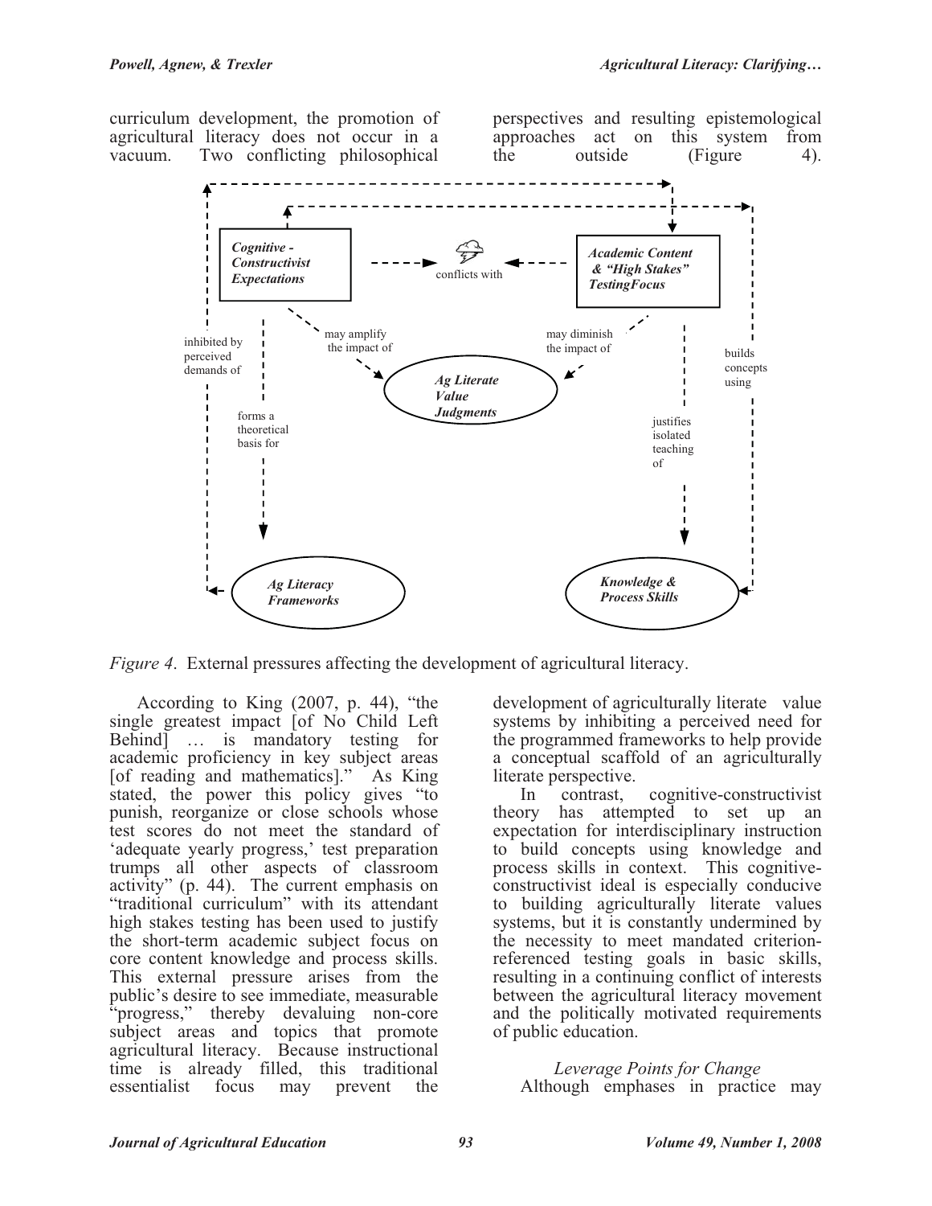curriculum development, the promotion of agricultural literacy does not occur in a vacuum. Two conflicting philosophical perspectives and resulting epistemological approaches act on this system from the outside (Figure 4).

*Figure 4*. External pressures affecting the development of agricultural literacy.

According to King (2007, p. 44), "the single greatest impact [of No Child Left Behind] … is mandatory testing for academic proficiency in key subject areas [of reading and mathematics]." As King stated, the power this policy gives "to punish, reorganize or close schools whose test scores do not meet the standard of 'adequate yearly progress,' test preparation trumps all other aspects of classroom activity" (p. 44). The current emphasis on "traditional curriculum" with its attendant high stakes testing has been used to justify the short-term academic subject focus on core content knowledge and process skills. This external pressure arises from the public's desire to see immediate, measurable "progress," thereby devaluing non-core subject areas and topics that promote agricultural literacy. Because instructional time is already filled, this traditional essentialist focus may prevent the development of agriculturally literate value systems by inhibiting a perceived need for the programmed frameworks to help provide a conceptual scaffold of an agriculturally literate perspective.

In contrast, cognitive-constructivist theory has attempted to set up an expectation for interdisciplinary instruction to build concepts using knowledge and process skills in context. This cognitive-constructivist ideal is especially conducive to building agriculturally literate values systems, but it is constantly undermined by the necessity to meet mandated criterion-referenced testing goals in basic skills, resulting in a continuing conflict of interests between the agricultural literacy movement and the politically motivated requirements of public education.

*Leverage Points for Change*

Although emphases in practice may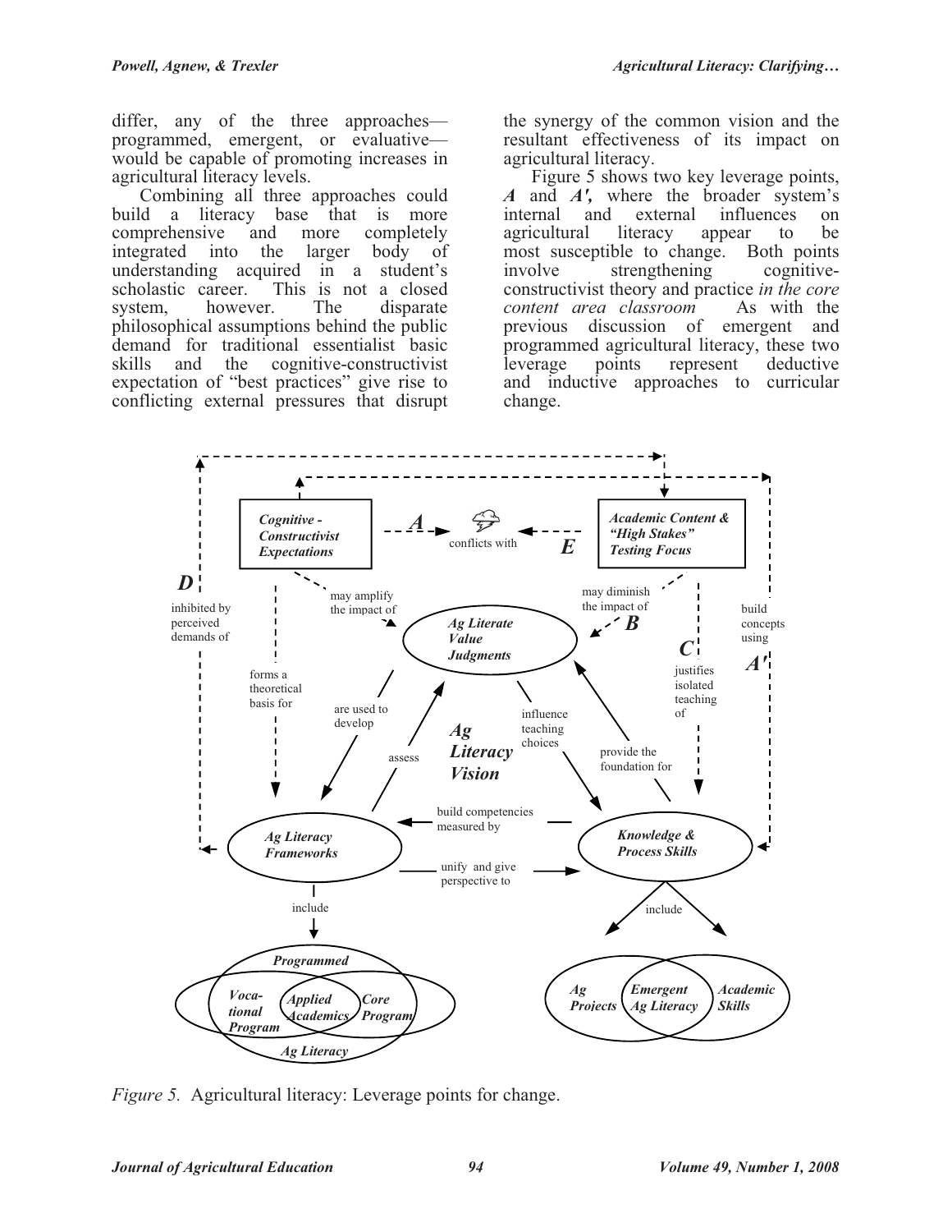differ, any of the three approaches—programmed, emergent, or evaluative—would be capable of promoting increases in agricultural literacy levels.

Combining all three approaches could build a literacy base that is more comprehensive and more completely integrated into the larger body of understanding acquired in a student's scholastic career. This is not a closed system, however. The disparate philosophical assumptions behind the public demand for traditional essentialist basic skills and the cognitive-constructivist expectation of "best practices" give rise to conflicting external pressures that disrupt the synergy of the common vision and the resultant effectiveness of its impact on agricultural literacy.

Figure 5 shows two key leverage points, ***A*** and ***A'***, where the broader system's internal and external influences on agricultural literacy appear to be most susceptible to change. Both points involve strengthening cognitive-constructivist theory and practice *in the core content area classroom* As with the previous discussion of emergent and programmed agricultural literacy, these two leverage points represent deductive and inductive approaches to curricular change.

*Figure 5.* Agricultural literacy: Leverage points for change.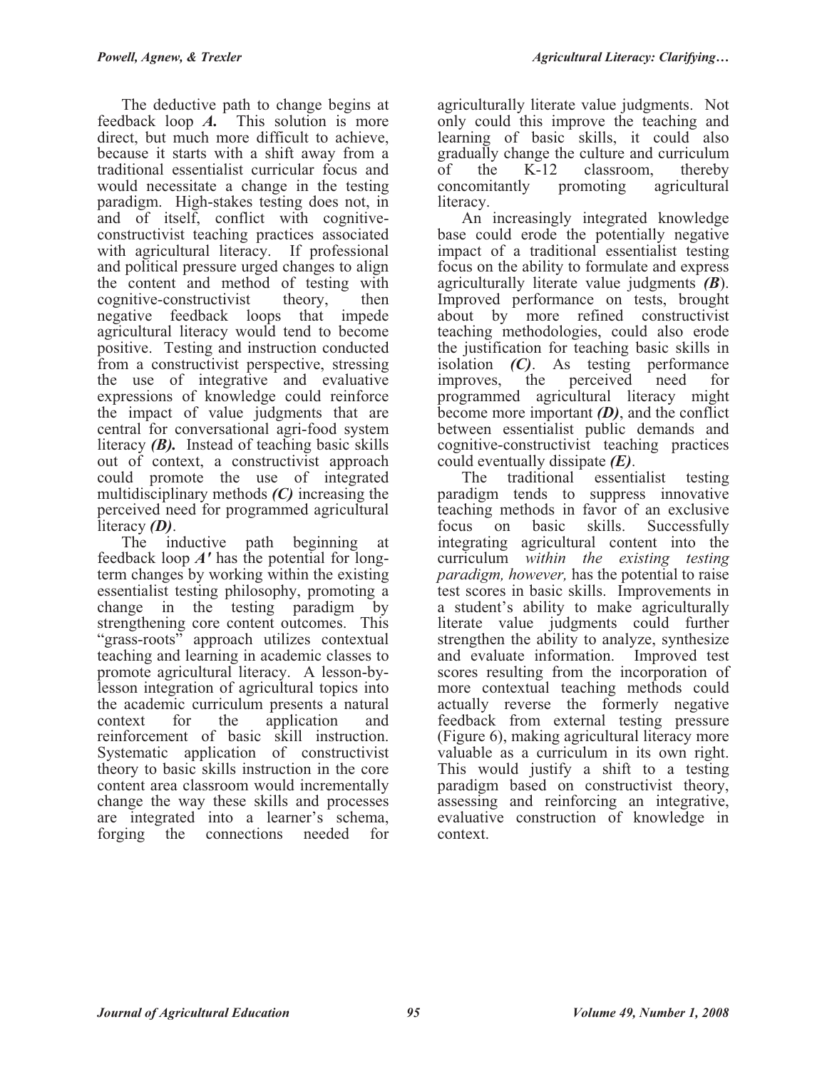The deductive path to change begins at feedback loop ***A***. This solution is more direct, but much more difficult to achieve, because it starts with a shift away from a traditional essentialist curricular focus and would necessitate a change in the testing paradigm. High-stakes testing does not, in and of itself, conflict with cognitive-constructivist teaching practices associated with agricultural literacy. If professional and political pressure urged changes to align the content and method of testing with cognitive-constructivist theory, then negative feedback loops that impede agricultural literacy would tend to become positive. Testing and instruction conducted from a constructivist perspective, stressing the use of integrative and evaluative expressions of knowledge could reinforce the impact of value judgments that are central for conversational agri-food system literacy ***(B)***. Instead of teaching basic skills out of context, a constructivist approach could promote the use of integrated multidisciplinary methods ***(C)*** increasing the perceived need for programmed agricultural literacy ***(D)***.

The inductive path beginning at feedback loop ***A′*** has the potential for long-term changes by working within the existing essentialist testing philosophy, promoting a change in the testing paradigm by strengthening core content outcomes. This "grass-roots" approach utilizes contextual teaching and learning in academic classes to promote agricultural literacy. A lesson-by-lesson integration of agricultural topics into the academic curriculum presents a natural context for the application and reinforcement of basic skill instruction. Systematic application of constructivist theory to basic skills instruction in the core content area classroom would incrementally change the way these skills and processes are integrated into a learner's schema, forging the connections needed for agriculturally literate value judgments. Not only could this improve the teaching and learning of basic skills, it could also gradually change the culture and curriculum of the K-12 classroom, thereby concomitantly promoting agricultural literacy.

An increasingly integrated knowledge base could erode the potentially negative impact of a traditional essentialist testing focus on the ability to formulate and express agriculturally literate value judgments ***(B)***. Improved performance on tests, brought about by more refined constructivist teaching methodologies, could also erode the justification for teaching basic skills in isolation ***(C)***. As testing performance improves, the perceived need for programmed agricultural literacy might become more important ***(D)***, and the conflict between essentialist public demands and cognitive-constructivist teaching practices could eventually dissipate ***(E)***.

The traditional essentialist testing paradigm tends to suppress innovative teaching methods in favor of an exclusive focus on basic skills. Successfully integrating agricultural content into the curriculum *within the existing testing paradigm, however,* has the potential to raise test scores in basic skills. Improvements in a student's ability to make agriculturally literate value judgments could further strengthen the ability to analyze, synthesize and evaluate information. Improved test scores resulting from the incorporation of more contextual teaching methods could actually reverse the formerly negative feedback from external testing pressure (Figure 6), making agricultural literacy more valuable as a curriculum in its own right. This would justify a shift to a testing paradigm based on constructivist theory, assessing and reinforcing an integrative, evaluative construction of knowledge in context.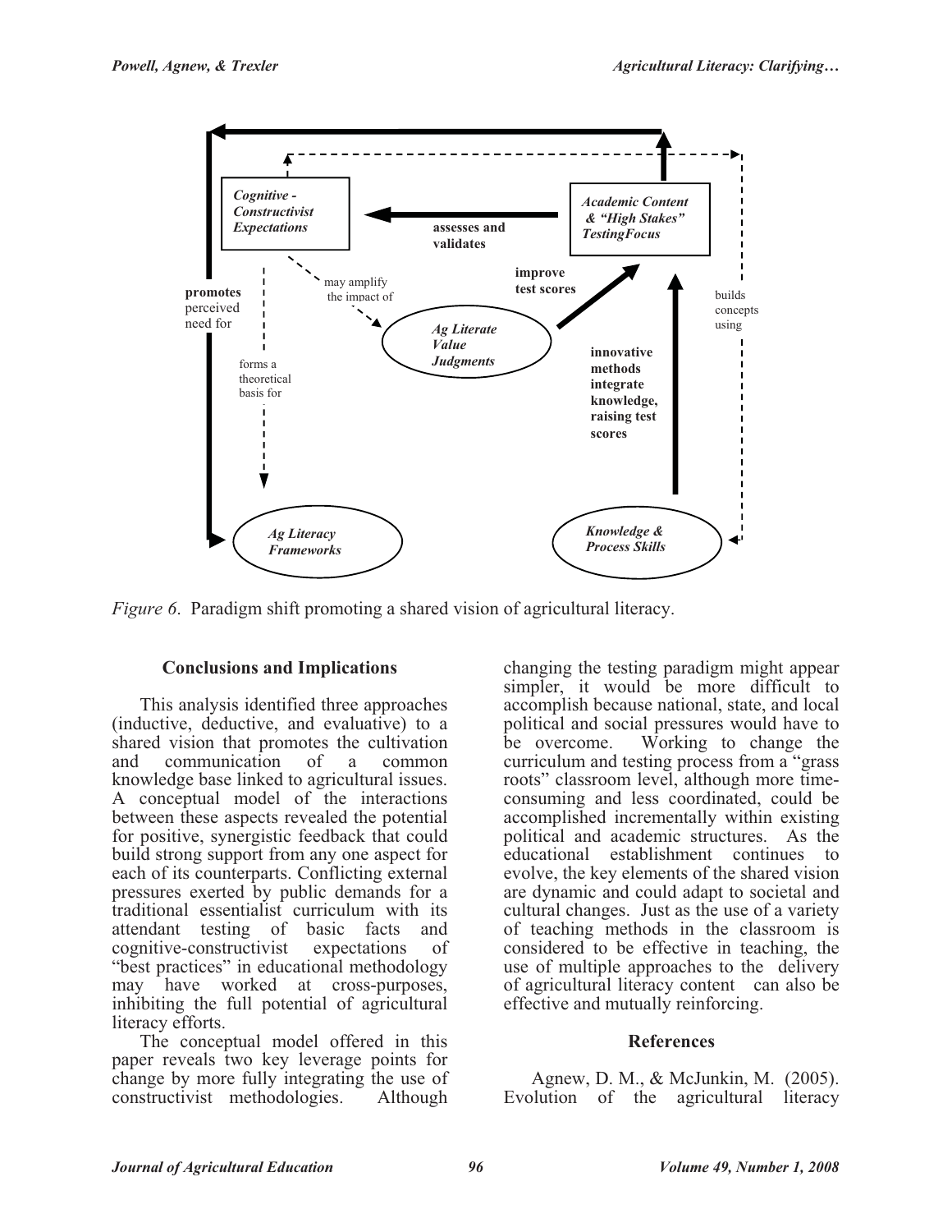*Figure 6*. Paradigm shift promoting a shared vision of agricultural literacy.

## Conclusions and Implications

This analysis identified three approaches (inductive, deductive, and evaluative) to a shared vision that promotes the cultivation and communication of a common knowledge base linked to agricultural issues. A conceptual model of the interactions between these aspects revealed the potential for positive, synergistic feedback that could build strong support from any one aspect for each of its counterparts. Conflicting external pressures exerted by public demands for a traditional essentialist curriculum with its attendant testing of basic facts and cognitive-constructivist expectations of "best practices" in educational methodology may have worked at cross-purposes, inhibiting the full potential of agricultural literacy efforts.

The conceptual model offered in this paper reveals two key leverage points for change by more fully integrating the use of constructivist methodologies. Although changing the testing paradigm might appear simpler, it would be more difficult to accomplish because national, state, and local political and social pressures would have to be overcome. Working to change the curriculum and testing process from a "grass roots" classroom level, although more time-consuming and less coordinated, could be accomplished incrementally within existing political and academic structures. As the educational establishment continues to evolve, the key elements of the shared vision are dynamic and could adapt to societal and cultural changes. Just as the use of a variety of teaching methods in the classroom is considered to be effective in teaching, the use of multiple approaches to the delivery of agricultural literacy content can also be effective and mutually reinforcing.

## References

Agnew, D. M., & McJunkin, M. (2005). Evolution of the agricultural literacy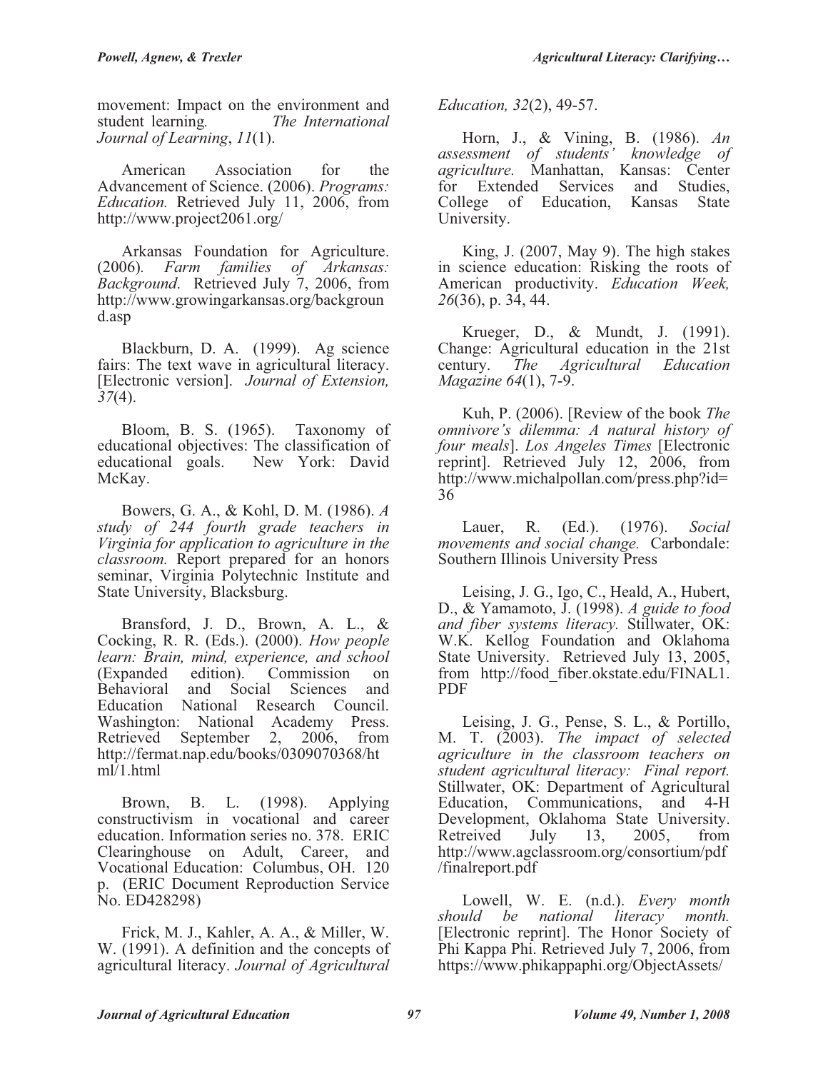movement: Impact on the environment and student learning. *The International Journal of Learning*, *11*(1).

American Association for the Advancement of Science. (2006). *Programs: Education.* Retrieved July 11, 2006, from http://www.project2061.org/

Arkansas Foundation for Agriculture. (2006). *Farm families of Arkansas: Background*. Retrieved July 7, 2006, from http://www.growingarkansas.org/background.asp

Blackburn, D. A. (1999). Ag science fairs: The text wave in agricultural literacy. [Electronic version]. *Journal of Extension, 37*(4).

Bloom, B. S. (1965). Taxonomy of educational objectives: The classification of educational goals. New York: David McKay.

Bowers, G. A., & Kohl, D. M. (1986). *A study of 244 fourth grade teachers in Virginia for application to agriculture in the classroom.* Report prepared for an honors seminar, Virginia Polytechnic Institute and State University, Blacksburg.

Bransford, J. D., Brown, A. L., & Cocking, R. R. (Eds.). (2000). *How people learn: Brain, mind, experience, and school* (Expanded edition). Commission on Behavioral and Social Sciences and Education National Research Council. Washington: National Academy Press. Retrieved September 2, 2006, from http://fermat.nap.edu/books/0309070368/html/1.html

Brown, B. L. (1998). Applying constructivism in vocational and career education. Information series no. 378. ERIC Clearinghouse on Adult, Career, and Vocational Education: Columbus, OH. 120 p. (ERIC Document Reproduction Service No. ED428298)

Frick, M. J., Kahler, A. A., & Miller, W. W. (1991). A definition and the concepts of agricultural literacy. *Journal of Agricultural Education, 32*(2), 49-57.

Horn, J., & Vining, B. (1986). *An assessment of students' knowledge of agriculture.* Manhattan, Kansas: Center for Extended Services and Studies, College of Education, Kansas State University.

King, J. (2007, May 9). The high stakes in science education: Risking the roots of American productivity. *Education Week, 26*(36), p. 34, 44.

Krueger, D., & Mundt, J. (1991). Change: Agricultural education in the 21st century. *The Agricultural Education Magazine 64*(1), 7-9.

Kuh, P. (2006). [Review of the book *The omnivore's dilemma: A natural history of four meals*]. *Los Angeles Times* [Electronic reprint]. Retrieved July 12, 2006, from http://www.michalpollan.com/press.php?id=36

Lauer, R. (Ed.). (1976). *Social movements and social change.* Carbondale: Southern Illinois University Press

Leising, J. G., Igo, C., Heald, A., Hubert, D., & Yamamoto, J. (1998). *A guide to food and fiber systems literacy.* Stillwater, OK: W.K. Kellog Foundation and Oklahoma State University. Retrieved July 13, 2005, from http://food_fiber.okstate.edu/FINAL1.PDF

Leising, J. G., Pense, S. L., & Portillo, M. T. (2003). *The impact of selected agriculture in the classroom teachers on student agricultural literacy: Final report.* Stillwater, OK: Department of Agricultural Education, Communications, and 4-H Development, Oklahoma State University. Retreived July 13, 2005, from http://www.agclassroom.org/consortium/pdf/finalreport.pdf

Lowell, W. E. (n.d.). *Every month should be national literacy month.* [Electronic reprint]. The Honor Society of Phi Kappa Phi. Retrieved July 7, 2006, from https://www.phikappaphi.org/ObjectAssets/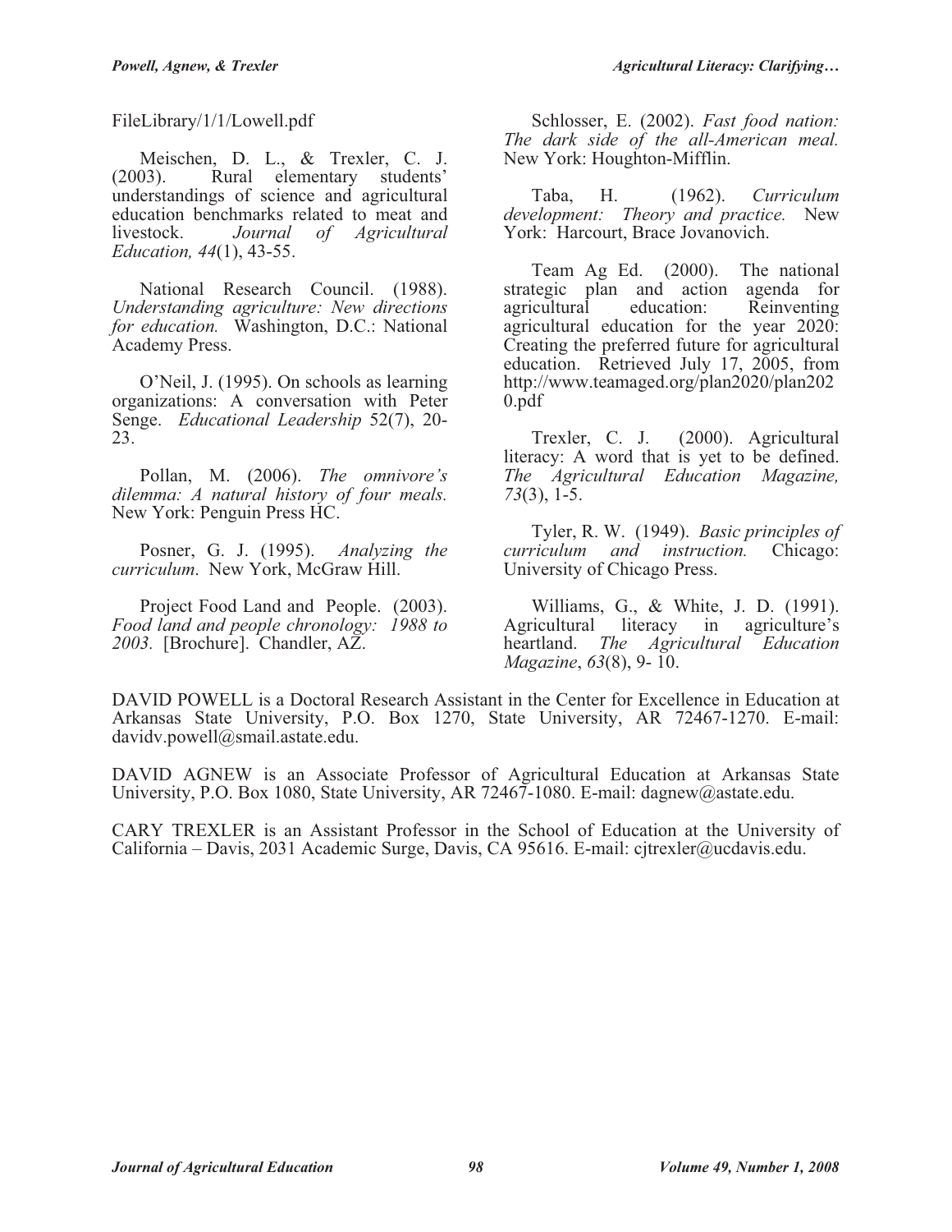FileLibrary/1/1/Lowell.pdf

Meischen, D. L., & Trexler, C. J. (2003). Rural elementary students' understandings of science and agricultural education benchmarks related to meat and livestock. *Journal of Agricultural Education, 44*(1), 43-55.

National Research Council. (1988). *Understanding agriculture: New directions for education.* Washington, D.C.: National Academy Press.

O'Neil, J. (1995). On schools as learning organizations: A conversation with Peter Senge. *Educational Leadership* 52(7), 20-23.

Pollan, M. (2006). *The omnivore's dilemma: A natural history of four meals.* New York: Penguin Press HC.

Posner, G. J. (1995). *Analyzing the curriculum*. New York, McGraw Hill.

Project Food Land and People. (2003). *Food land and people chronology: 1988 to 2003.* [Brochure]. Chandler, AZ.

Schlosser, E. (2002). *Fast food nation: The dark side of the all-American meal.* New York: Houghton-Mifflin.

Taba, H. (1962). *Curriculum development: Theory and practice.* New York: Harcourt, Brace Jovanovich.

Team Ag Ed. (2000). The national strategic plan and action agenda for agricultural education: Reinventing agricultural education for the year 2020: Creating the preferred future for agricultural education. Retrieved July 17, 2005, from http://www.teamaged.org/plan2020/plan2020.pdf

Trexler, C. J. (2000). Agricultural literacy: A word that is yet to be defined. *The Agricultural Education Magazine, 73*(3), 1-5.

Tyler, R. W. (1949). *Basic principles of curriculum and instruction.* Chicago: University of Chicago Press.

Williams, G., & White, J. D. (1991). Agricultural literacy in agriculture's heartland. *The Agricultural Education Magazine*, *63*(8), 9- 10.

DAVID POWELL is a Doctoral Research Assistant in the Center for Excellence in Education at Arkansas State University, P.O. Box 1270, State University, AR 72467-1270. E-mail: davidv.powell@smail.astate.edu.

DAVID AGNEW is an Associate Professor of Agricultural Education at Arkansas State University, P.O. Box 1080, State University, AR 72467-1080. E-mail: dagnew@astate.edu.

CARY TREXLER is an Assistant Professor in the School of Education at the University of California – Davis, 2031 Academic Surge, Davis, CA 95616. E-mail: cjtrexler@ucdavis.edu.